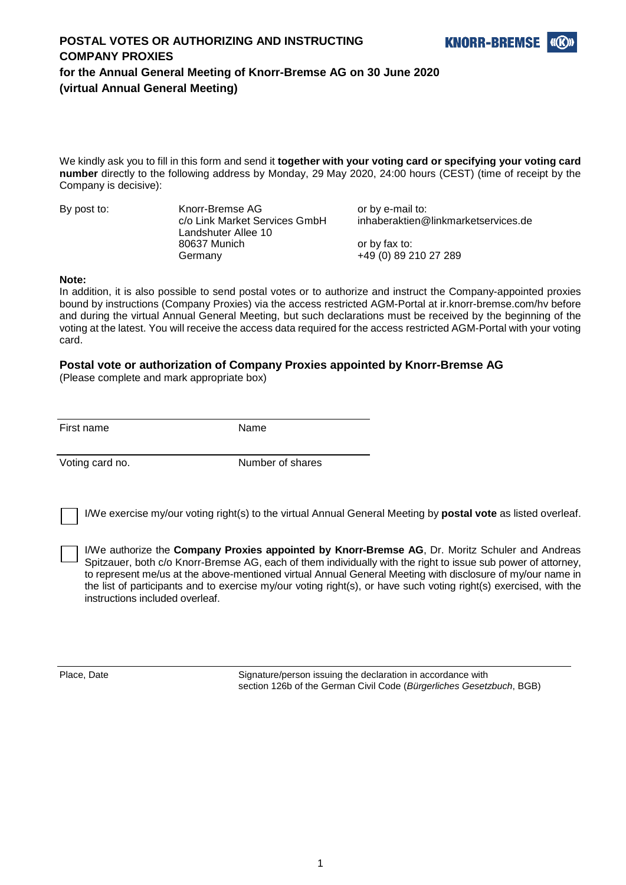# POSTAL VOTES OR AUTHORIZING AND INSTRUCTING COMPANY PROXIES

## for the Annual General Meeting of Knorr-Bremse AG on 30 June 2020 (virtual Annual General Meeting)

We kindly ask you to fill in this form and send it **together with your voting card or specifying your voting card number** directly to the following address by Monday, 29 May 2020, 24:00 hours (CEST) (time of receipt by the Company is decisive):

By post to:

Knorr-Bremse AG
c/o Link Market Services GmbH
Landshuter Allee 10
80637 Munich
Germany

or by e-mail to:
inhaberaktien@linkmarketservices.de

or by fax to:
+49 (0) 89 210 27 289

**Note:**
In addition, it is also possible to send postal votes or to authorize and instruct the Company-appointed proxies bound by instructions (Company Proxies) via the access restricted AGM-Portal at ir.knorr-bremse.com/hv before and during the virtual Annual General Meeting, but such declarations must be received by the beginning of the voting at the latest. You will receive the access data required for the access restricted AGM-Portal with your voting card.

### Postal vote or authorization of Company Proxies appointed by Knorr-Bremse AG

(Please complete and mark appropriate box)

| First name | Name |
|---|---|
| Voting card no. | Number of shares |

☐ I/We exercise my/our voting right(s) to the virtual Annual General Meeting by **postal vote** as listed overleaf.

☐ I/We authorize the **Company Proxies appointed by Knorr-Bremse AG**, Dr. Moritz Schuler and Andreas Spitzauer, both c/o Knorr-Bremse AG, each of them individually with the right to issue sub power of attorney, to represent me/us at the above-mentioned virtual Annual General Meeting with disclosure of my/our name in the list of participants and to exercise my/our voting right(s), or have such voting right(s) exercised, with the instructions included overleaf.

Place, Date

Signature/person issuing the declaration in accordance with section 126b of the German Civil Code (*Bürgerliches Gesetzbuch*, BGB)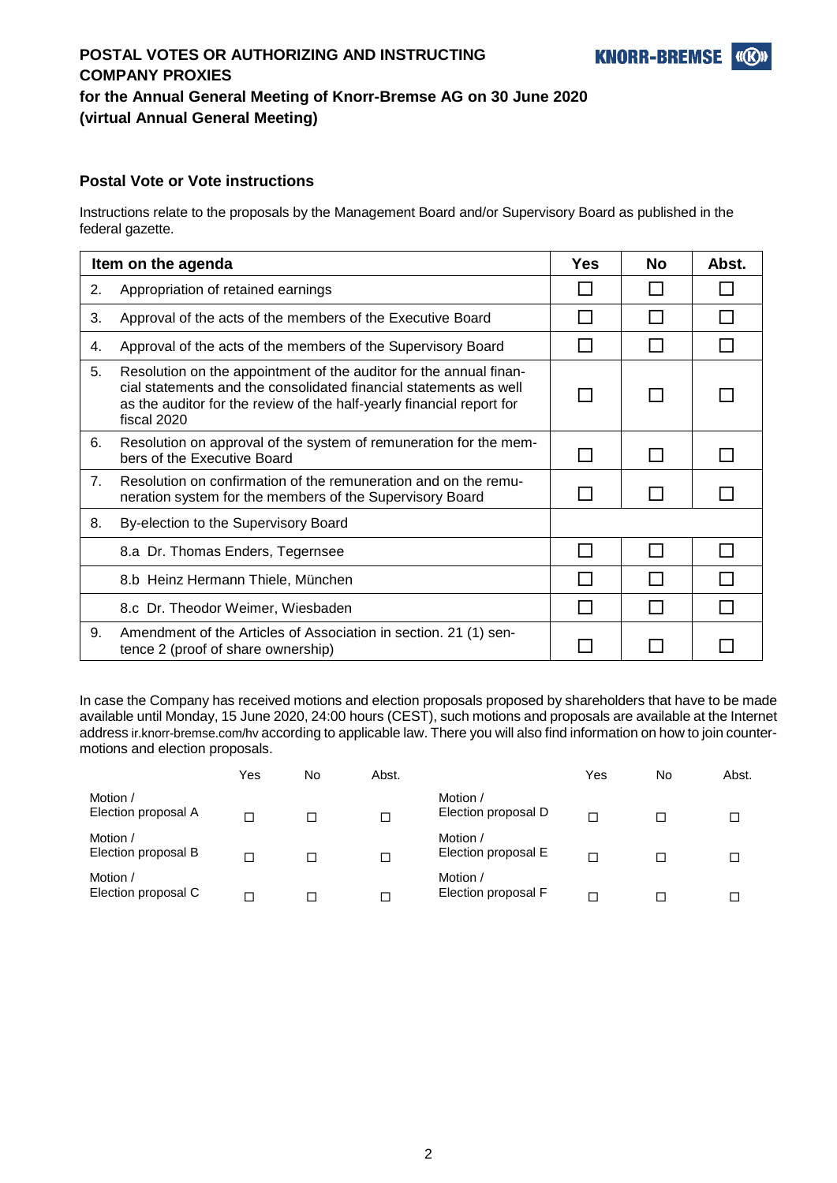**POSTAL VOTES OR AUTHORIZING AND INSTRUCTING COMPANY PROXIES**
**for the Annual General Meeting of Knorr-Bremse AG on 30 June 2020 (virtual Annual General Meeting)**

### Postal Vote or Vote instructions

Instructions relate to the proposals by the Management Board and/or Supervisory Board as published in the federal gazette.

| Item on the agenda | | Yes | No | Abst. |
|---|---|---|---|---|
| 2. | Appropriation of retained earnings | ☐ | ☐ | ☐ |
| 3. | Approval of the acts of the members of the Executive Board | ☐ | ☐ | ☐ |
| 4. | Approval of the acts of the members of the Supervisory Board | ☐ | ☐ | ☐ |
| 5. | Resolution on the appointment of the auditor for the annual financial statements and the consolidated financial statements as well as the auditor for the review of the half-yearly financial report for fiscal 2020 | ☐ | ☐ | ☐ |
| 6. | Resolution on approval of the system of remuneration for the members of the Executive Board | ☐ | ☐ | ☐ |
| 7. | Resolution on confirmation of the remuneration and on the remuneration system for the members of the Supervisory Board | ☐ | ☐ | ☐ |
| 8. | By-election to the Supervisory Board | | | |
| | 8.a Dr. Thomas Enders, Tegernsee | ☐ | ☐ | ☐ |
| | 8.b Heinz Hermann Thiele, München | ☐ | ☐ | ☐ |
| | 8.c Dr. Theodor Weimer, Wiesbaden | ☐ | ☐ | ☐ |
| 9. | Amendment of the Articles of Association in section. 21 (1) sentence 2 (proof of share ownership) | ☐ | ☐ | ☐ |

In case the Company has received motions and election proposals proposed by shareholders that have to be made available until Monday, 15 June 2020, 24:00 hours (CEST), such motions and proposals are available at the Internet address ir.knorr-bremse.com/hv according to applicable law. There you will also find information on how to join counter-motions and election proposals.

| | Yes | No | Abst. | | Yes | No | Abst. |
|---|---|---|---|---|---|---|---|
| Motion / Election proposal A | ☐ | ☐ | ☐ | Motion / Election proposal D | ☐ | ☐ | ☐ |
| Motion / Election proposal B | ☐ | ☐ | ☐ | Motion / Election proposal E | ☐ | ☐ | ☐ |
| Motion / Election proposal C | ☐ | ☐ | ☐ | Motion / Election proposal F | ☐ | ☐ | ☐ |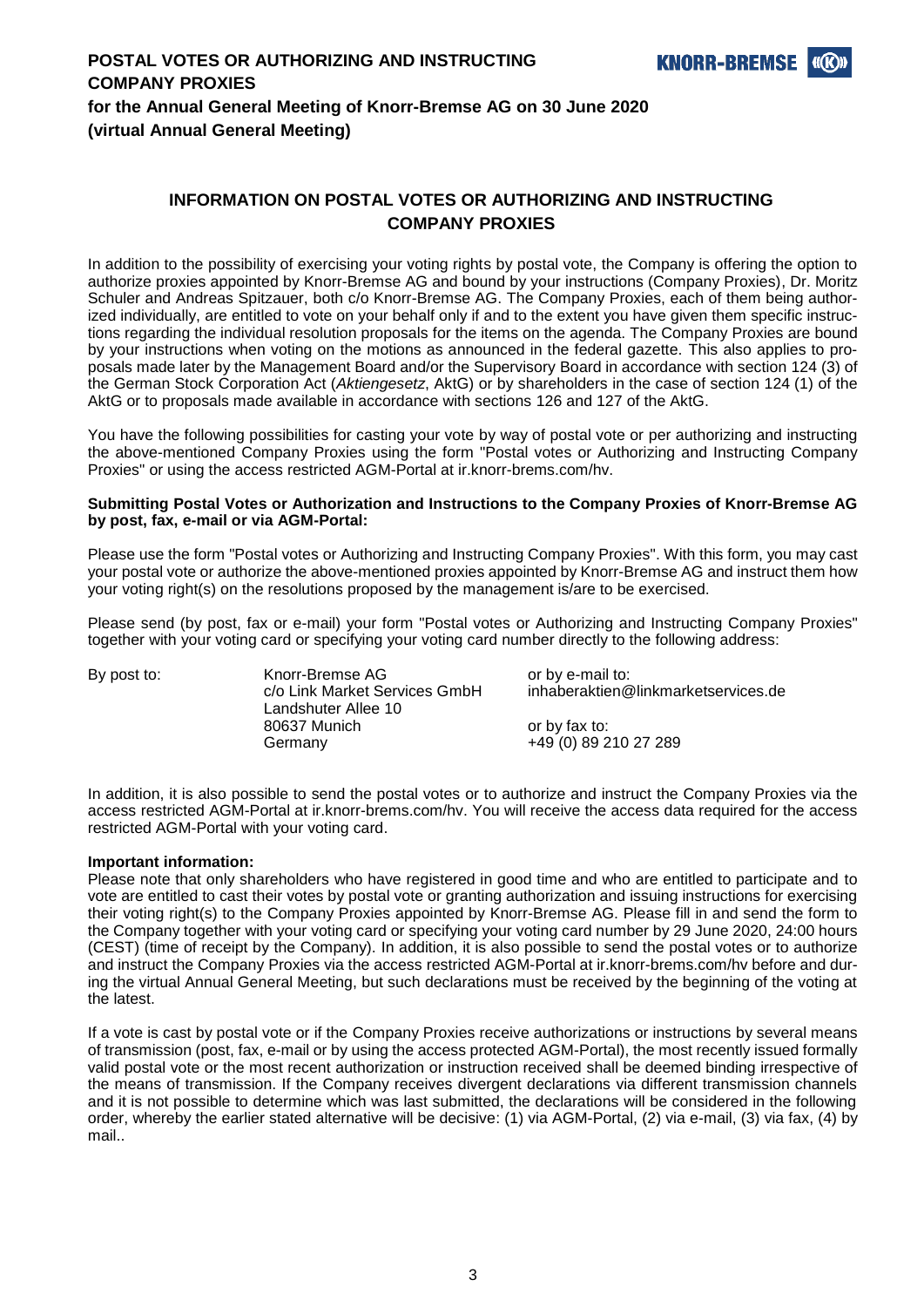**POSTAL VOTES OR AUTHORIZING AND INSTRUCTING COMPANY PROXIES**

**for the Annual General Meeting of Knorr-Bremse AG on 30 June 2020 (virtual Annual General Meeting)**

## INFORMATION ON POSTAL VOTES OR AUTHORIZING AND INSTRUCTING COMPANY PROXIES

In addition to the possibility of exercising your voting rights by postal vote, the Company is offering the option to authorize proxies appointed by Knorr-Bremse AG and bound by your instructions (Company Proxies), Dr. Moritz Schuler and Andreas Spitzauer, both c/o Knorr-Bremse AG. The Company Proxies, each of them being authorized individually, are entitled to vote on your behalf only if and to the extent you have given them specific instructions regarding the individual resolution proposals for the items on the agenda. The Company Proxies are bound by your instructions when voting on the motions as announced in the federal gazette. This also applies to proposals made later by the Management Board and/or the Supervisory Board in accordance with section 124 (3) of the German Stock Corporation Act (*Aktiengesetz*, AktG) or by shareholders in the case of section 124 (1) of the AktG or to proposals made available in accordance with sections 126 and 127 of the AktG.

You have the following possibilities for casting your vote by way of postal vote or per authorizing and instructing the above-mentioned Company Proxies using the form "Postal votes or Authorizing and Instructing Company Proxies" or using the access restricted AGM-Portal at ir.knorr-brems.com/hv.

**Submitting Postal Votes or Authorization and Instructions to the Company Proxies of Knorr-Bremse AG by post, fax, e-mail or via AGM-Portal:**

Please use the form "Postal votes or Authorizing and Instructing Company Proxies". With this form, you may cast your postal vote or authorize the above-mentioned proxies appointed by Knorr-Bremse AG and instruct them how your voting right(s) on the resolutions proposed by the management is/are to be exercised.

Please send (by post, fax or e-mail) your form "Postal votes or Authorizing and Instructing Company Proxies" together with your voting card or specifying your voting card number directly to the following address:

By post to:

Knorr-Bremse AG
c/o Link Market Services GmbH
Landshuter Allee 10
80637 Munich
Germany

or by e-mail to:
inhaberaktien@linkmarketservices.de

or by fax to:
+49 (0) 89 210 27 289

In addition, it is also possible to send the postal votes or to authorize and instruct the Company Proxies via the access restricted AGM-Portal at ir.knorr-brems.com/hv. You will receive the access data required for the access restricted AGM-Portal with your voting card.

**Important information:**
Please note that only shareholders who have registered in good time and who are entitled to participate and to vote are entitled to cast their votes by postal vote or granting authorization and issuing instructions for exercising their voting right(s) to the Company Proxies appointed by Knorr-Bremse AG. Please fill in and send the form to the Company together with your voting card or specifying your voting card number by 29 June 2020, 24:00 hours (CEST) (time of receipt by the Company). In addition, it is also possible to send the postal votes or to authorize and instruct the Company Proxies via the access restricted AGM-Portal at ir.knorr-brems.com/hv before and during the virtual Annual General Meeting, but such declarations must be received by the beginning of the voting at the latest.

If a vote is cast by postal vote or if the Company Proxies receive authorizations or instructions by several means of transmission (post, fax, e-mail or by using the access protected AGM-Portal), the most recently issued formally valid postal vote or the most recent authorization or instruction received shall be deemed binding irrespective of the means of transmission. If the Company receives divergent declarations via different transmission channels and it is not possible to determine which was last submitted, the declarations will be considered in the following order, whereby the earlier stated alternative will be decisive: (1) via AGM-Portal, (2) via e-mail, (3) via fax, (4) by mail..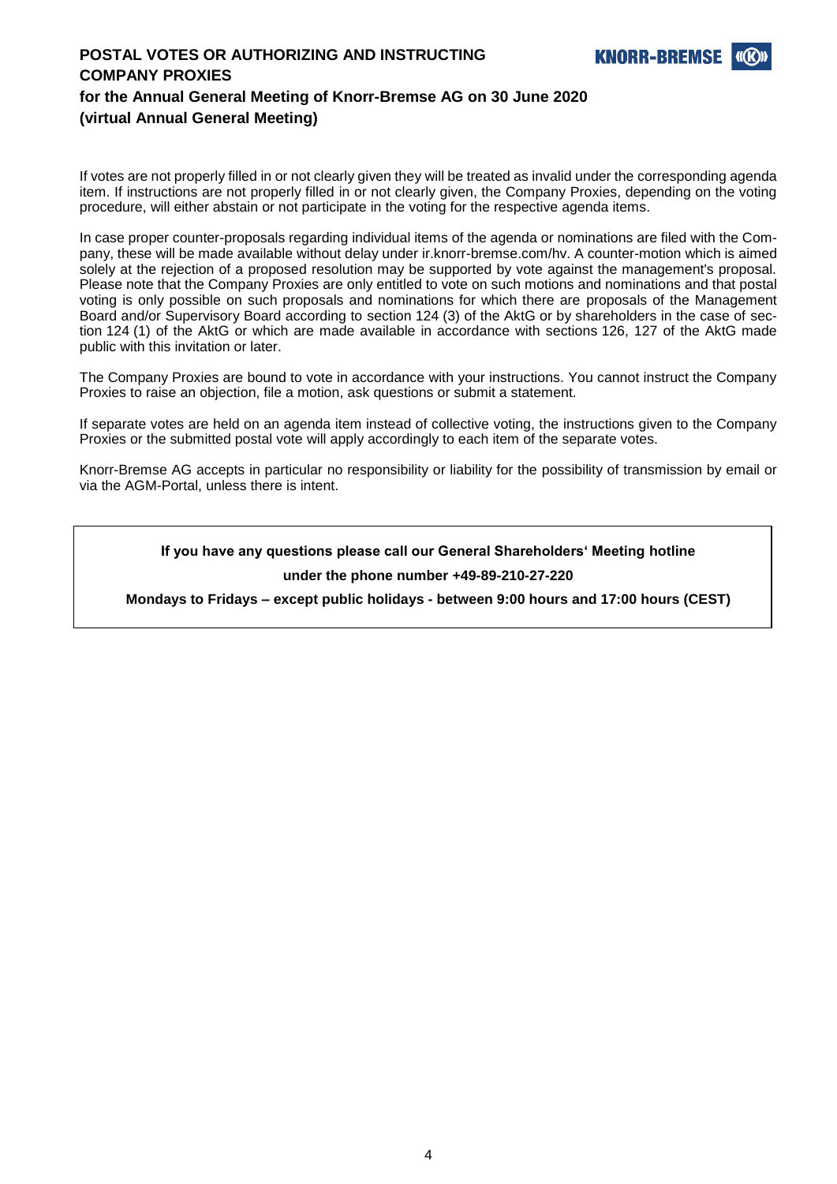If votes are not properly filled in or not clearly given they will be treated as invalid under the corresponding agenda item. If instructions are not properly filled in or not clearly given, the Company Proxies, depending on the voting procedure, will either abstain or not participate in the voting for the respective agenda items.

In case proper counter-proposals regarding individual items of the agenda or nominations are filed with the Company, these will be made available without delay under ir.knorr-bremse.com/hv. A counter-motion which is aimed solely at the rejection of a proposed resolution may be supported by vote against the management's proposal. Please note that the Company Proxies are only entitled to vote on such motions and nominations and that postal voting is only possible on such proposals and nominations for which there are proposals of the Management Board and/or Supervisory Board according to section 124 (3) of the AktG or by shareholders in the case of section 124 (1) of the AktG or which are made available in accordance with sections 126, 127 of the AktG made public with this invitation or later.

The Company Proxies are bound to vote in accordance with your instructions. You cannot instruct the Company Proxies to raise an objection, file a motion, ask questions or submit a statement.

If separate votes are held on an agenda item instead of collective voting, the instructions given to the Company Proxies or the submitted postal vote will apply accordingly to each item of the separate votes.

Knorr-Bremse AG accepts in particular no responsibility or liability for the possibility of transmission by email or via the AGM-Portal, unless there is intent.

**If you have any questions please call our General Shareholders' Meeting hotline**

**under the phone number +49-89-210-27-220**

**Mondays to Fridays – except public holidays - between 9:00 hours and 17:00 hours (CEST)**